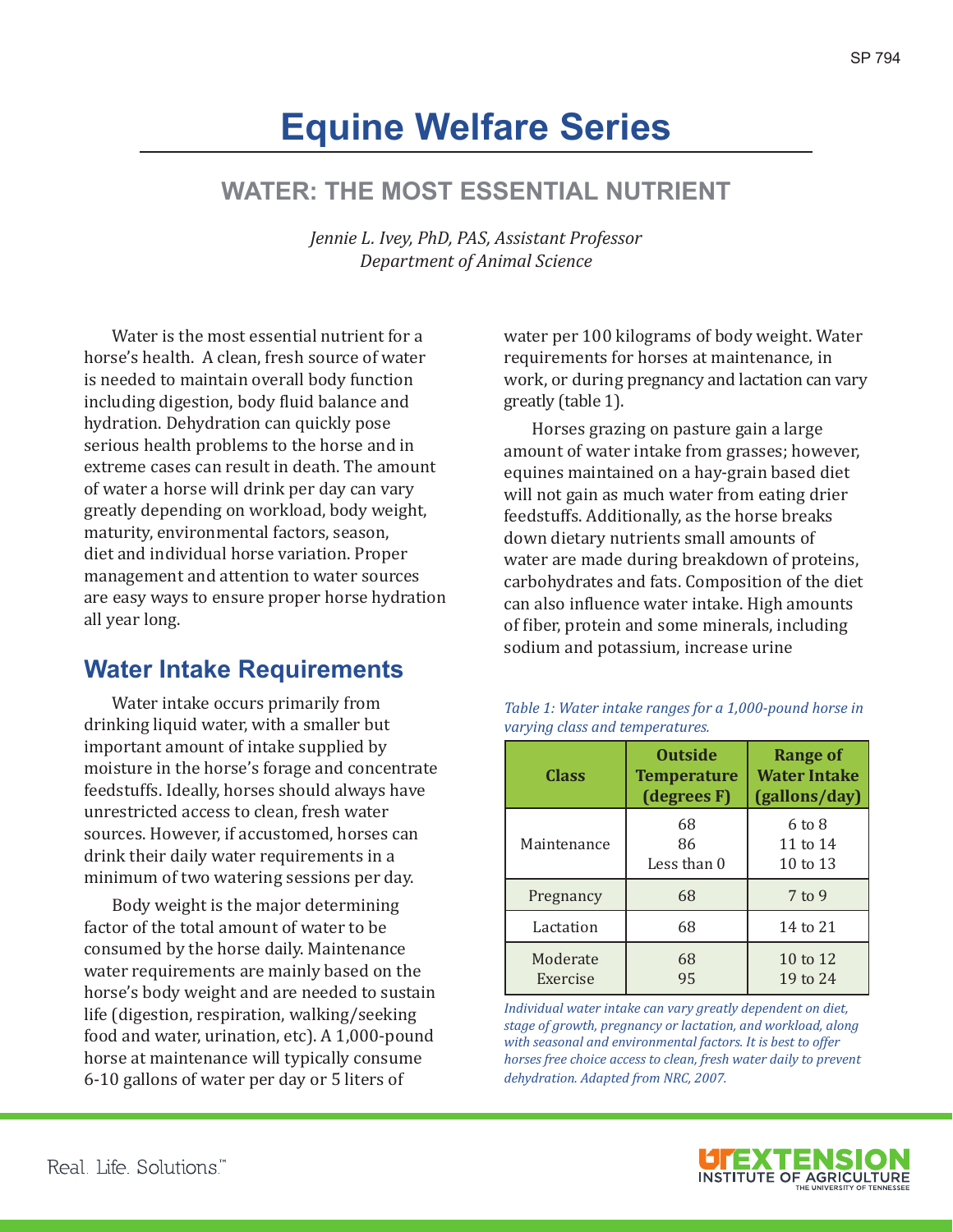# Equine Welfare Series

## WATER: THE MOST ESSENTIAL NUTRIENT

*Jennie L. Ivey, PhD, PAS, Assistant Professor*
*Department of Animal Science*

Water is the most essential nutrient for a horse's health. A clean, fresh source of water is needed to maintain overall body function including digestion, body fluid balance and hydration. Dehydration can quickly pose serious health problems to the horse and in extreme cases can result in death. The amount of water a horse will drink per day can vary greatly depending on workload, body weight, maturity, environmental factors, season, diet and individual horse variation. Proper management and attention to water sources are easy ways to ensure proper horse hydration all year long.

## Water Intake Requirements

Water intake occurs primarily from drinking liquid water, with a smaller but important amount of intake supplied by moisture in the horse's forage and concentrate feedstuffs. Ideally, horses should always have unrestricted access to clean, fresh water sources. However, if accustomed, horses can drink their daily water requirements in a minimum of two watering sessions per day.

Body weight is the major determining factor of the total amount of water to be consumed by the horse daily. Maintenance water requirements are mainly based on the horse's body weight and are needed to sustain life (digestion, respiration, walking/seeking food and water, urination, etc). A 1,000-pound horse at maintenance will typically consume 6-10 gallons of water per day or 5 liters of water per 100 kilograms of body weight. Water requirements for horses at maintenance, in work, or during pregnancy and lactation can vary greatly (table 1).

Horses grazing on pasture gain a large amount of water intake from grasses; however, equines maintained on a hay-grain based diet will not gain as much water from eating drier feedstuffs. Additionally, as the horse breaks down dietary nutrients small amounts of water are made during breakdown of proteins, carbohydrates and fats. Composition of the diet can also influence water intake. High amounts of fiber, protein and some minerals, including sodium and potassium, increase urine

*Table 1: Water intake ranges for a 1,000-pound horse in varying class and temperatures.*

| Class | Outside Temperature (degrees F) | Range of Water Intake (gallons/day) |
|---|---|---|
| Maintenance | 68<br>86<br>Less than 0 | 6 to 8<br>11 to 14<br>10 to 13 |
| Pregnancy | 68 | 7 to 9 |
| Lactation | 68 | 14 to 21 |
| Moderate Exercise | 68<br>95 | 10 to 12<br>19 to 24 |

*Individual water intake can vary greatly dependent on diet, stage of growth, pregnancy or lactation, and workload, along with seasonal and environmental factors. It is best to offer horses free choice access to clean, fresh water daily to prevent dehydration. Adapted from NRC, 2007.*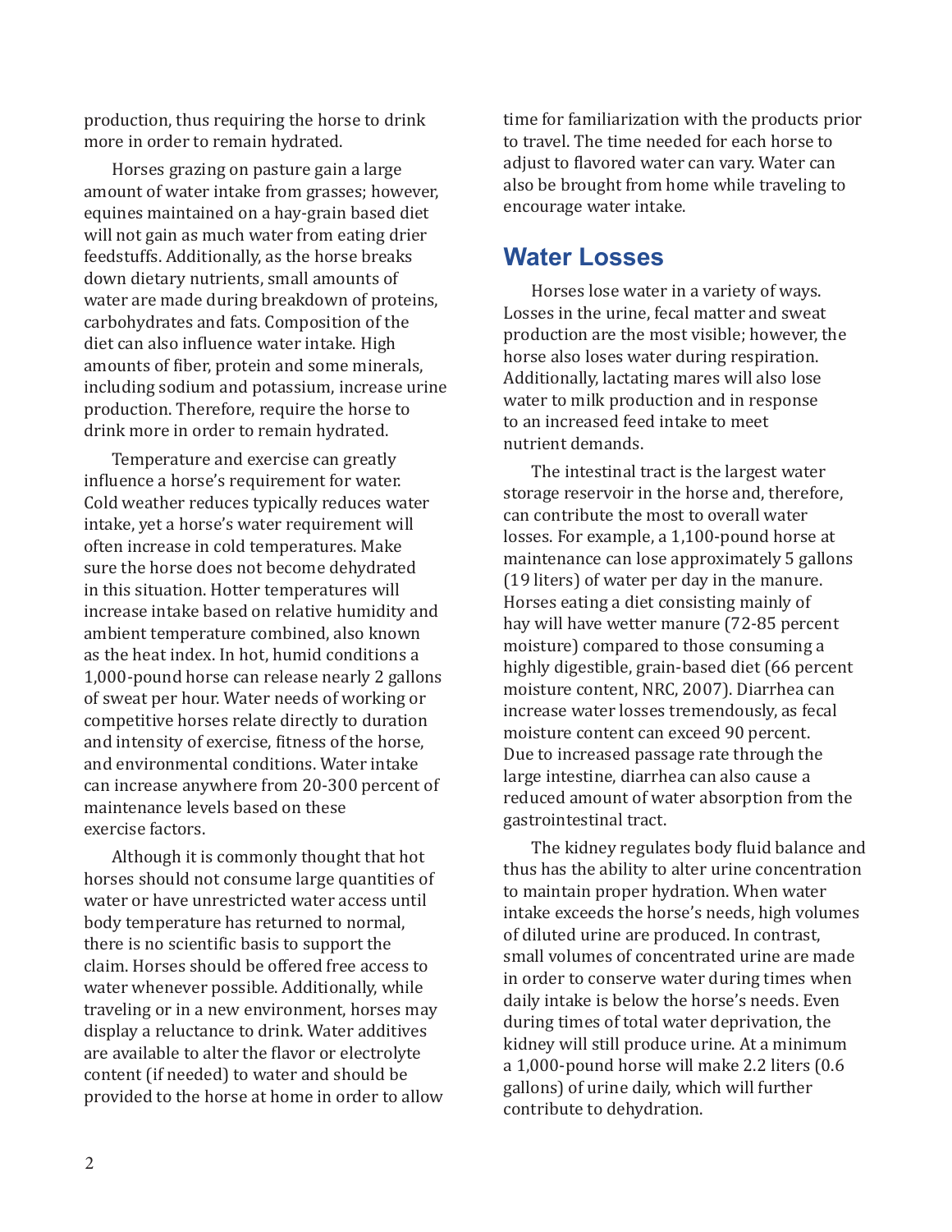production, thus requiring the horse to drink more in order to remain hydrated.

Horses grazing on pasture gain a large amount of water intake from grasses; however, equines maintained on a hay-grain based diet will not gain as much water from eating drier feedstuffs. Additionally, as the horse breaks down dietary nutrients, small amounts of water are made during breakdown of proteins, carbohydrates and fats. Composition of the diet can also influence water intake. High amounts of fiber, protein and some minerals, including sodium and potassium, increase urine production. Therefore, require the horse to drink more in order to remain hydrated.

Temperature and exercise can greatly influence a horse's requirement for water. Cold weather reduces typically reduces water intake, yet a horse's water requirement will often increase in cold temperatures. Make sure the horse does not become dehydrated in this situation. Hotter temperatures will increase intake based on relative humidity and ambient temperature combined, also known as the heat index. In hot, humid conditions a 1,000-pound horse can release nearly 2 gallons of sweat per hour. Water needs of working or competitive horses relate directly to duration and intensity of exercise, fitness of the horse, and environmental conditions. Water intake can increase anywhere from 20-300 percent of maintenance levels based on these exercise factors.

Although it is commonly thought that hot horses should not consume large quantities of water or have unrestricted water access until body temperature has returned to normal, there is no scientific basis to support the claim. Horses should be offered free access to water whenever possible. Additionally, while traveling or in a new environment, horses may display a reluctance to drink. Water additives are available to alter the flavor or electrolyte content (if needed) to water and should be provided to the horse at home in order to allow time for familiarization with the products prior to travel. The time needed for each horse to adjust to flavored water can vary. Water can also be brought from home while traveling to encourage water intake.

## Water Losses

Horses lose water in a variety of ways. Losses in the urine, fecal matter and sweat production are the most visible; however, the horse also loses water during respiration. Additionally, lactating mares will also lose water to milk production and in response to an increased feed intake to meet nutrient demands.

The intestinal tract is the largest water storage reservoir in the horse and, therefore, can contribute the most to overall water losses. For example, a 1,100-pound horse at maintenance can lose approximately 5 gallons (19 liters) of water per day in the manure. Horses eating a diet consisting mainly of hay will have wetter manure (72-85 percent moisture) compared to those consuming a highly digestible, grain-based diet (66 percent moisture content, NRC, 2007). Diarrhea can increase water losses tremendously, as fecal moisture content can exceed 90 percent. Due to increased passage rate through the large intestine, diarrhea can also cause a reduced amount of water absorption from the gastrointestinal tract.

The kidney regulates body fluid balance and thus has the ability to alter urine concentration to maintain proper hydration. When water intake exceeds the horse's needs, high volumes of diluted urine are produced. In contrast, small volumes of concentrated urine are made in order to conserve water during times when daily intake is below the horse's needs. Even during times of total water deprivation, the kidney will still produce urine. At a minimum a 1,000-pound horse will make 2.2 liters (0.6 gallons) of urine daily, which will further contribute to dehydration.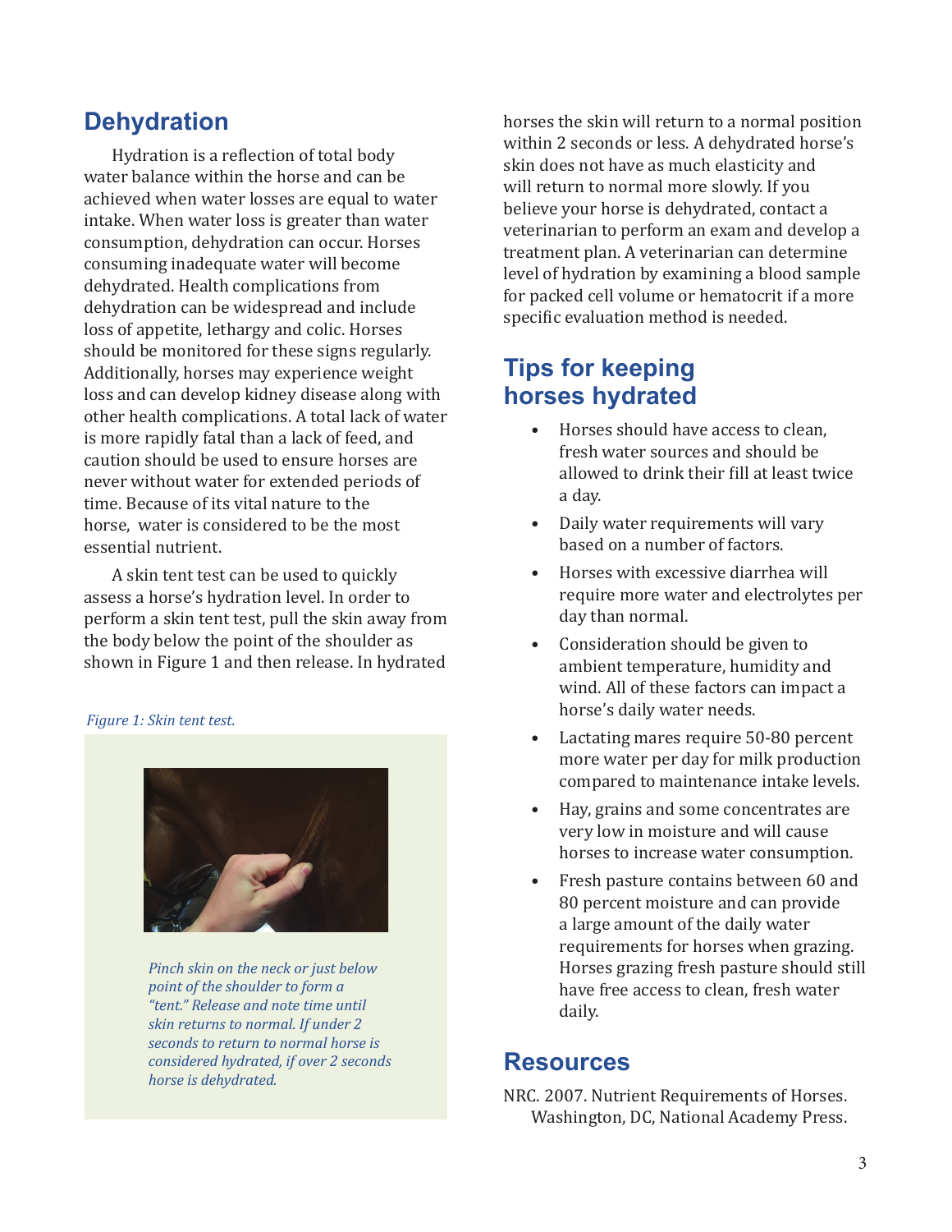## Dehydration

Hydration is a reflection of total body water balance within the horse and can be achieved when water losses are equal to water intake. When water loss is greater than water consumption, dehydration can occur. Horses consuming inadequate water will become dehydrated. Health complications from dehydration can be widespread and include loss of appetite, lethargy and colic. Horses should be monitored for these signs regularly. Additionally, horses may experience weight loss and can develop kidney disease along with other health complications. A total lack of water is more rapidly fatal than a lack of feed, and caution should be used to ensure horses are never without water for extended periods of time. Because of its vital nature to the horse, water is considered to be the most essential nutrient.

A skin tent test can be used to quickly assess a horse's hydration level. In order to perform a skin tent test, pull the skin away from the body below the point of the shoulder as shown in Figure 1 and then release. In hydrated horses the skin will return to a normal position within 2 seconds or less. A dehydrated horse's skin does not have as much elasticity and will return to normal more slowly. If you believe your horse is dehydrated, contact a veterinarian to perform an exam and develop a treatment plan. A veterinarian can determine level of hydration by examining a blood sample for packed cell volume or hematocrit if a more specific evaluation method is needed.

*Figure 1: Skin tent test.*

*Pinch skin on the neck or just below point of the shoulder to form a "tent." Release and note time until skin returns to normal. If under 2 seconds to return to normal horse is considered hydrated, if over 2 seconds horse is dehydrated.*

## Tips for keeping horses hydrated

- Horses should have access to clean, fresh water sources and should be allowed to drink their fill at least twice a day.
- Daily water requirements will vary based on a number of factors.
- Horses with excessive diarrhea will require more water and electrolytes per day than normal.
- Consideration should be given to ambient temperature, humidity and wind. All of these factors can impact a horse's daily water needs.
- Lactating mares require 50-80 percent more water per day for milk production compared to maintenance intake levels.
- Hay, grains and some concentrates are very low in moisture and will cause horses to increase water consumption.
- Fresh pasture contains between 60 and 80 percent moisture and can provide a large amount of the daily water requirements for horses when grazing. Horses grazing fresh pasture should still have free access to clean, fresh water daily.

## Resources

NRC. 2007. Nutrient Requirements of Horses. Washington, DC, National Academy Press.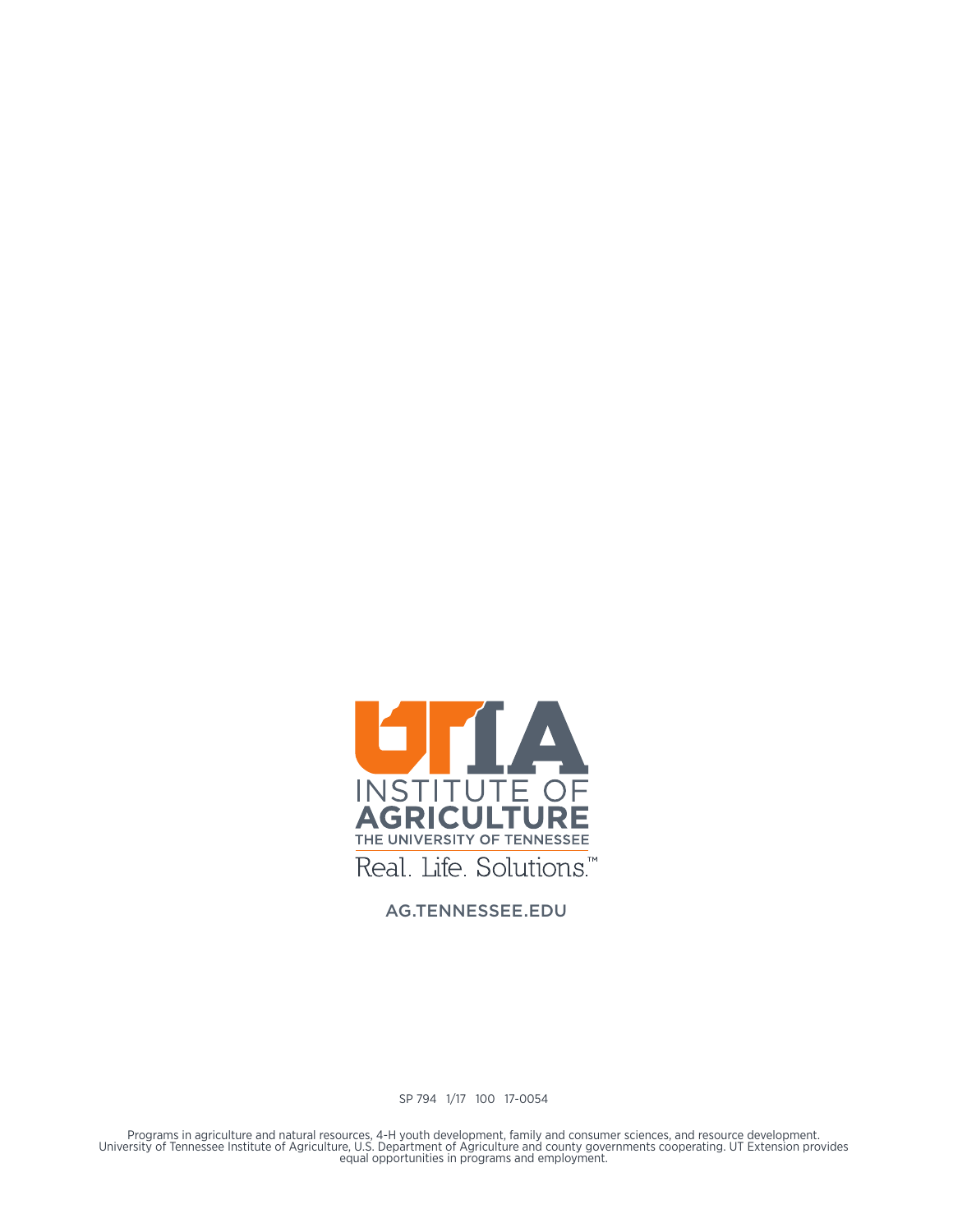UTIA

INSTITUTE OF

**AGRICULTURE**

THE UNIVERSITY OF TENNESSEE

Real. Life. Solutions.™

AG.TENNESSEE.EDU

SP 794 1/17 100 17-0054

Programs in agriculture and natural resources, 4-H youth development, family and consumer sciences, and resource development. University of Tennessee Institute of Agriculture, U.S. Department of Agriculture and county governments cooperating. UT Extension provides equal opportunities in programs and employment.